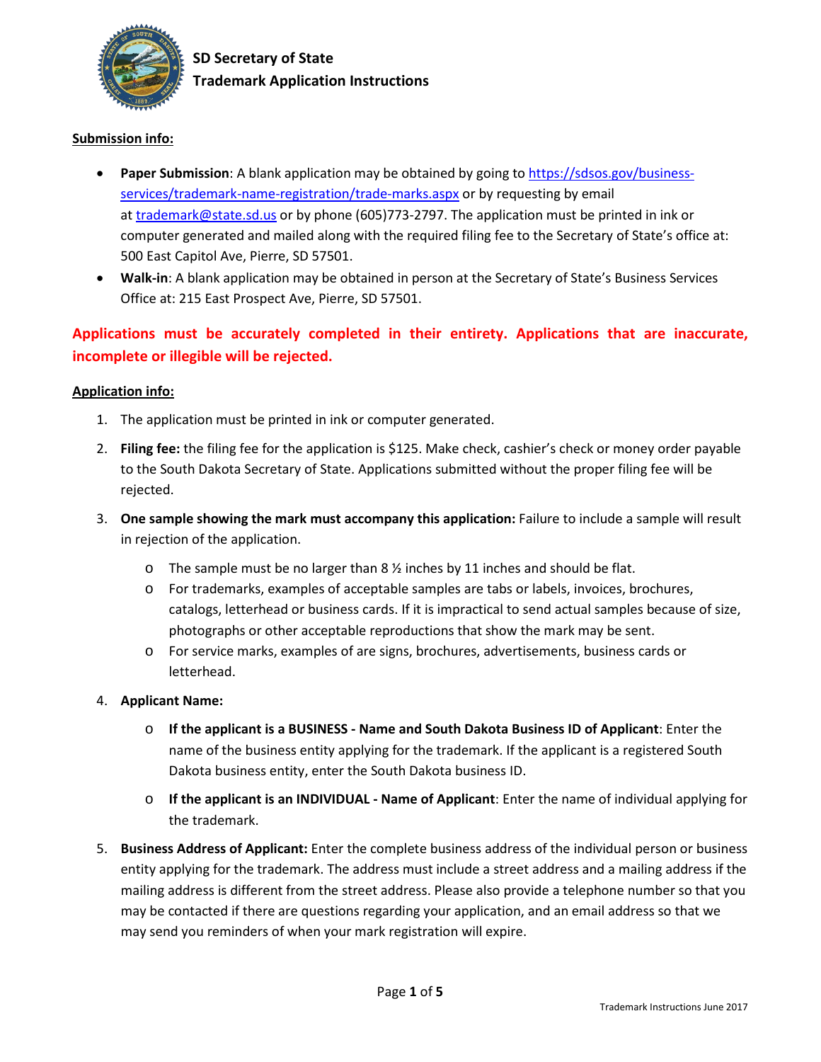# SD Secretary of State
## Trademark Application Instructions

**Submission info:**

- **Paper Submission**: A blank application may be obtained by going to https://sdsos.gov/business-services/trademark-name-registration/trade-marks.aspx or by requesting by email at trademark@state.sd.us or by phone (605)773-2797. The application must be printed in ink or computer generated and mailed along with the required filing fee to the Secretary of State's office at: 500 East Capitol Ave, Pierre, SD 57501.
- **Walk-in**: A blank application may be obtained in person at the Secretary of State's Business Services Office at: 215 East Prospect Ave, Pierre, SD 57501.

**Applications must be accurately completed in their entirety. Applications that are inaccurate, incomplete or illegible will be rejected.**

**Application info:**

1. The application must be printed in ink or computer generated.
2. **Filing fee:** the filing fee for the application is $125. Make check, cashier's check or money order payable to the South Dakota Secretary of State. Applications submitted without the proper filing fee will be rejected.
3. **One sample showing the mark must accompany this application:** Failure to include a sample will result in rejection of the application.
   - The sample must be no larger than 8 ½ inches by 11 inches and should be flat.
   - For trademarks, examples of acceptable samples are tabs or labels, invoices, brochures, catalogs, letterhead or business cards. If it is impractical to send actual samples because of size, photographs or other acceptable reproductions that show the mark may be sent.
   - For service marks, examples of are signs, brochures, advertisements, business cards or letterhead.
4. **Applicant Name:**
   - **If the applicant is a BUSINESS - Name and South Dakota Business ID of Applicant**: Enter the name of the business entity applying for the trademark. If the applicant is a registered South Dakota business entity, enter the South Dakota business ID.
   - **If the applicant is an INDIVIDUAL - Name of Applicant**: Enter the name of individual applying for the trademark.
5. **Business Address of Applicant:** Enter the complete business address of the individual person or business entity applying for the trademark. The address must include a street address and a mailing address if the mailing address is different from the street address. Please also provide a telephone number so that you may be contacted if there are questions regarding your application, and an email address so that we may send you reminders of when your mark registration will expire.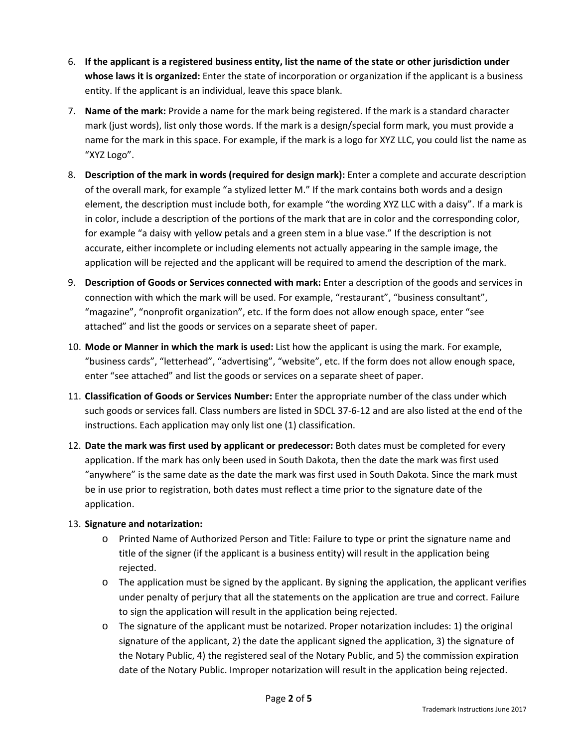6. **If the applicant is a registered business entity, list the name of the state or other jurisdiction under whose laws it is organized:** Enter the state of incorporation or organization if the applicant is a business entity. If the applicant is an individual, leave this space blank.
7. **Name of the mark:** Provide a name for the mark being registered. If the mark is a standard character mark (just words), list only those words. If the mark is a design/special form mark, you must provide a name for the mark in this space. For example, if the mark is a logo for XYZ LLC, you could list the name as "XYZ Logo".
8. **Description of the mark in words (required for design mark):** Enter a complete and accurate description of the overall mark, for example "a stylized letter M." If the mark contains both words and a design element, the description must include both, for example "the wording XYZ LLC with a daisy". If a mark is in color, include a description of the portions of the mark that are in color and the corresponding color, for example "a daisy with yellow petals and a green stem in a blue vase." If the description is not accurate, either incomplete or including elements not actually appearing in the sample image, the application will be rejected and the applicant will be required to amend the description of the mark.
9. **Description of Goods or Services connected with mark:** Enter a description of the goods and services in connection with which the mark will be used. For example, "restaurant", "business consultant", "magazine", "nonprofit organization", etc. If the form does not allow enough space, enter "see attached" and list the goods or services on a separate sheet of paper.
10. **Mode or Manner in which the mark is used:** List how the applicant is using the mark. For example, "business cards", "letterhead", "advertising", "website", etc. If the form does not allow enough space, enter "see attached" and list the goods or services on a separate sheet of paper.
11. **Classification of Goods or Services Number:** Enter the appropriate number of the class under which such goods or services fall. Class numbers are listed in SDCL 37-6-12 and are also listed at the end of the instructions. Each application may only list one (1) classification.
12. **Date the mark was first used by applicant or predecessor:** Both dates must be completed for every application. If the mark has only been used in South Dakota, then the date the mark was first used "anywhere" is the same date as the date the mark was first used in South Dakota. Since the mark must be in use prior to registration, both dates must reflect a time prior to the signature date of the application.
13. **Signature and notarization:**
    - Printed Name of Authorized Person and Title: Failure to type or print the signature name and title of the signer (if the applicant is a business entity) will result in the application being rejected.
    - The application must be signed by the applicant. By signing the application, the applicant verifies under penalty of perjury that all the statements on the application are true and correct. Failure to sign the application will result in the application being rejected.
    - The signature of the applicant must be notarized. Proper notarization includes: 1) the original signature of the applicant, 2) the date the applicant signed the application, 3) the signature of the Notary Public, 4) the registered seal of the Notary Public, and 5) the commission expiration date of the Notary Public. Improper notarization will result in the application being rejected.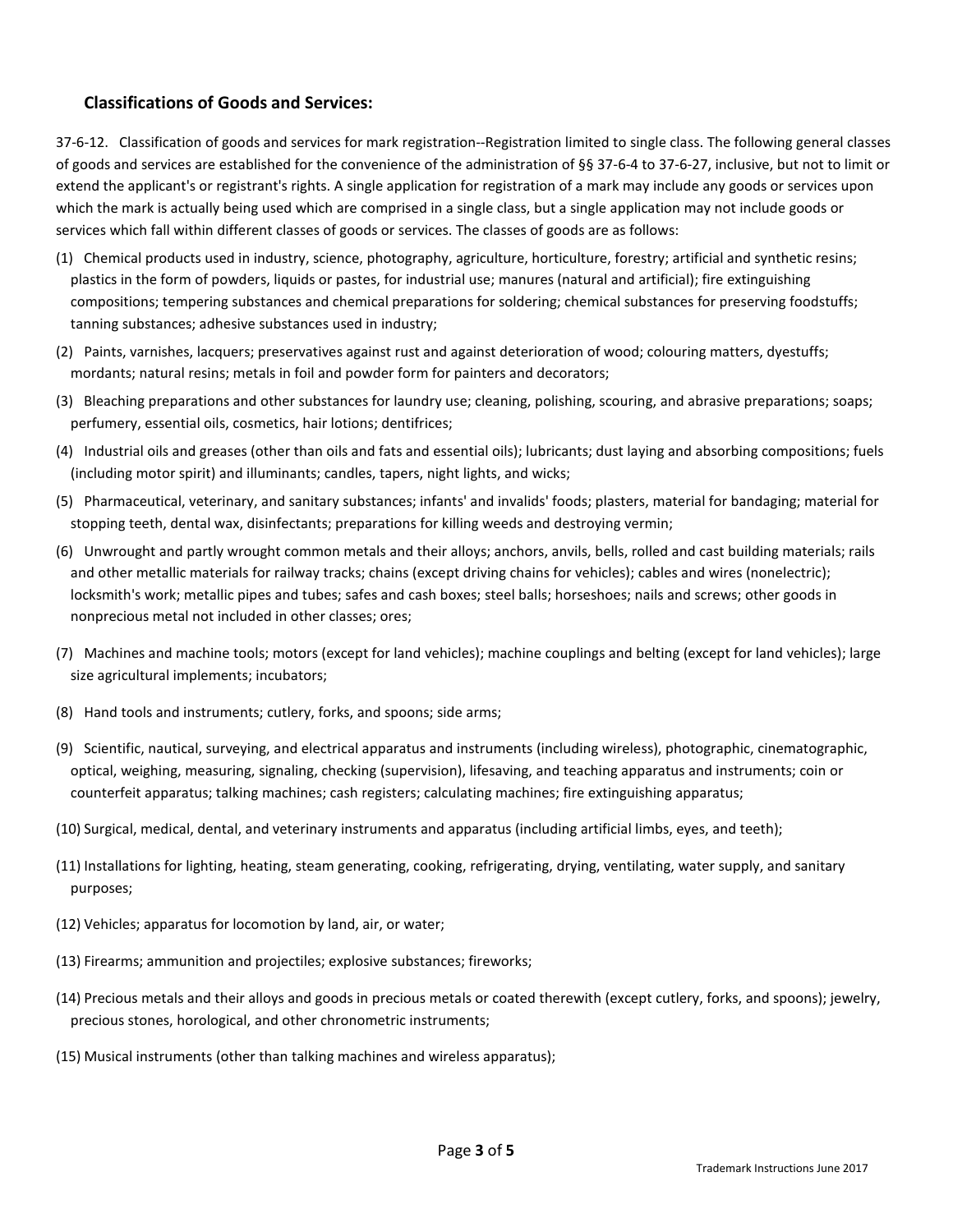## Classifications of Goods and Services:

37-6-12. Classification of goods and services for mark registration--Registration limited to single class. The following general classes of goods and services are established for the convenience of the administration of §§ 37-6-4 to 37-6-27, inclusive, but not to limit or extend the applicant's or registrant's rights. A single application for registration of a mark may include any goods or services upon which the mark is actually being used which are comprised in a single class, but a single application may not include goods or services which fall within different classes of goods or services. The classes of goods are as follows:

(1) Chemical products used in industry, science, photography, agriculture, horticulture, forestry; artificial and synthetic resins; plastics in the form of powders, liquids or pastes, for industrial use; manures (natural and artificial); fire extinguishing compositions; tempering substances and chemical preparations for soldering; chemical substances for preserving foodstuffs; tanning substances; adhesive substances used in industry;

(2) Paints, varnishes, lacquers; preservatives against rust and against deterioration of wood; colouring matters, dyestuffs; mordants; natural resins; metals in foil and powder form for painters and decorators;

(3) Bleaching preparations and other substances for laundry use; cleaning, polishing, scouring, and abrasive preparations; soaps; perfumery, essential oils, cosmetics, hair lotions; dentifrices;

(4) Industrial oils and greases (other than oils and fats and essential oils); lubricants; dust laying and absorbing compositions; fuels (including motor spirit) and illuminants; candles, tapers, night lights, and wicks;

(5) Pharmaceutical, veterinary, and sanitary substances; infants' and invalids' foods; plasters, material for bandaging; material for stopping teeth, dental wax, disinfectants; preparations for killing weeds and destroying vermin;

(6) Unwrought and partly wrought common metals and their alloys; anchors, anvils, bells, rolled and cast building materials; rails and other metallic materials for railway tracks; chains (except driving chains for vehicles); cables and wires (nonelectric); locksmith's work; metallic pipes and tubes; safes and cash boxes; steel balls; horseshoes; nails and screws; other goods in nonprecious metal not included in other classes; ores;

(7) Machines and machine tools; motors (except for land vehicles); machine couplings and belting (except for land vehicles); large size agricultural implements; incubators;

(8) Hand tools and instruments; cutlery, forks, and spoons; side arms;

(9) Scientific, nautical, surveying, and electrical apparatus and instruments (including wireless), photographic, cinematographic, optical, weighing, measuring, signaling, checking (supervision), lifesaving, and teaching apparatus and instruments; coin or counterfeit apparatus; talking machines; cash registers; calculating machines; fire extinguishing apparatus;

(10) Surgical, medical, dental, and veterinary instruments and apparatus (including artificial limbs, eyes, and teeth);

(11) Installations for lighting, heating, steam generating, cooking, refrigerating, drying, ventilating, water supply, and sanitary purposes;

(12) Vehicles; apparatus for locomotion by land, air, or water;

(13) Firearms; ammunition and projectiles; explosive substances; fireworks;

(14) Precious metals and their alloys and goods in precious metals or coated therewith (except cutlery, forks, and spoons); jewelry, precious stones, horological, and other chronometric instruments;

(15) Musical instruments (other than talking machines and wireless apparatus);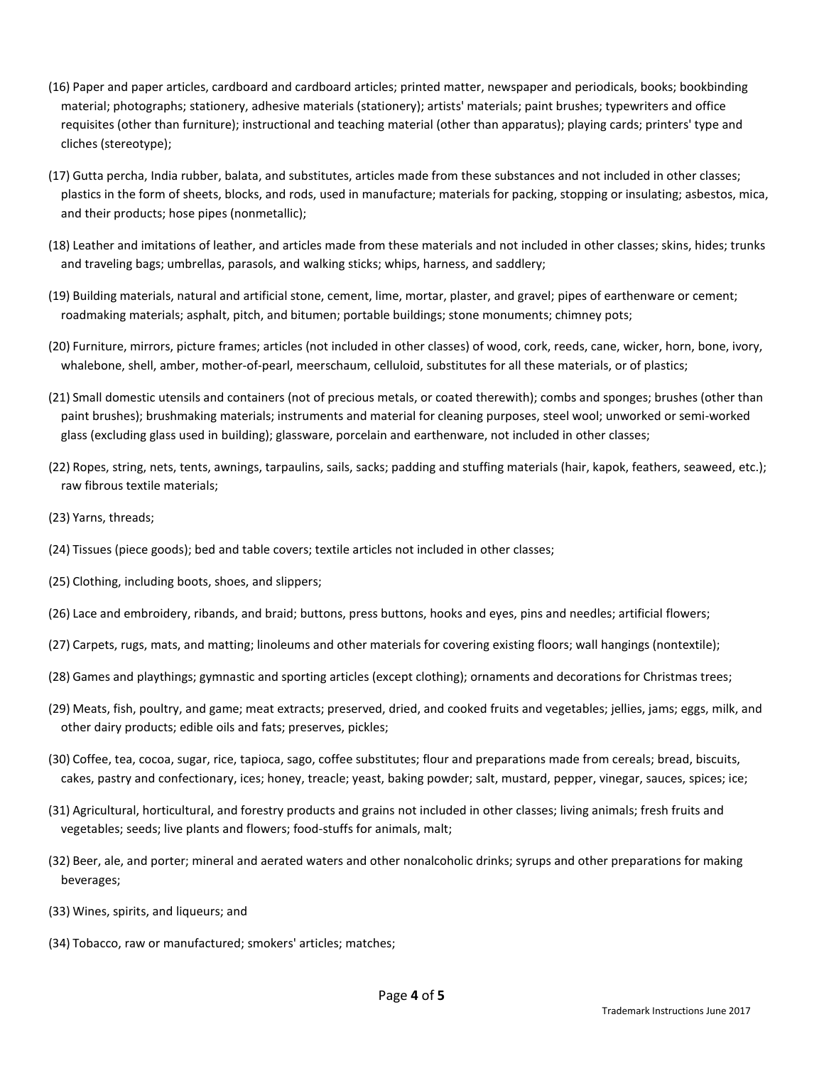(16) Paper and paper articles, cardboard and cardboard articles; printed matter, newspaper and periodicals, books; bookbinding material; photographs; stationery, adhesive materials (stationery); artists' materials; paint brushes; typewriters and office requisites (other than furniture); instructional and teaching material (other than apparatus); playing cards; printers' type and cliches (stereotype);

(17) Gutta percha, India rubber, balata, and substitutes, articles made from these substances and not included in other classes; plastics in the form of sheets, blocks, and rods, used in manufacture; materials for packing, stopping or insulating; asbestos, mica, and their products; hose pipes (nonmetallic);

(18) Leather and imitations of leather, and articles made from these materials and not included in other classes; skins, hides; trunks and traveling bags; umbrellas, parasols, and walking sticks; whips, harness, and saddlery;

(19) Building materials, natural and artificial stone, cement, lime, mortar, plaster, and gravel; pipes of earthenware or cement; roadmaking materials; asphalt, pitch, and bitumen; portable buildings; stone monuments; chimney pots;

(20) Furniture, mirrors, picture frames; articles (not included in other classes) of wood, cork, reeds, cane, wicker, horn, bone, ivory, whalebone, shell, amber, mother-of-pearl, meerschaum, celluloid, substitutes for all these materials, or of plastics;

(21) Small domestic utensils and containers (not of precious metals, or coated therewith); combs and sponges; brushes (other than paint brushes); brushmaking materials; instruments and material for cleaning purposes, steel wool; unworked or semi-worked glass (excluding glass used in building); glassware, porcelain and earthenware, not included in other classes;

(22) Ropes, string, nets, tents, awnings, tarpaulins, sails, sacks; padding and stuffing materials (hair, kapok, feathers, seaweed, etc.); raw fibrous textile materials;

(23) Yarns, threads;

(24) Tissues (piece goods); bed and table covers; textile articles not included in other classes;

(25) Clothing, including boots, shoes, and slippers;

(26) Lace and embroidery, ribands, and braid; buttons, press buttons, hooks and eyes, pins and needles; artificial flowers;

(27) Carpets, rugs, mats, and matting; linoleums and other materials for covering existing floors; wall hangings (nontextile);

(28) Games and playthings; gymnastic and sporting articles (except clothing); ornaments and decorations for Christmas trees;

(29) Meats, fish, poultry, and game; meat extracts; preserved, dried, and cooked fruits and vegetables; jellies, jams; eggs, milk, and other dairy products; edible oils and fats; preserves, pickles;

(30) Coffee, tea, cocoa, sugar, rice, tapioca, sago, coffee substitutes; flour and preparations made from cereals; bread, biscuits, cakes, pastry and confectionary, ices; honey, treacle; yeast, baking powder; salt, mustard, pepper, vinegar, sauces, spices; ice;

(31) Agricultural, horticultural, and forestry products and grains not included in other classes; living animals; fresh fruits and vegetables; seeds; live plants and flowers; food-stuffs for animals, malt;

(32) Beer, ale, and porter; mineral and aerated waters and other nonalcoholic drinks; syrups and other preparations for making beverages;

(33) Wines, spirits, and liqueurs; and

(34) Tobacco, raw or manufactured; smokers' articles; matches;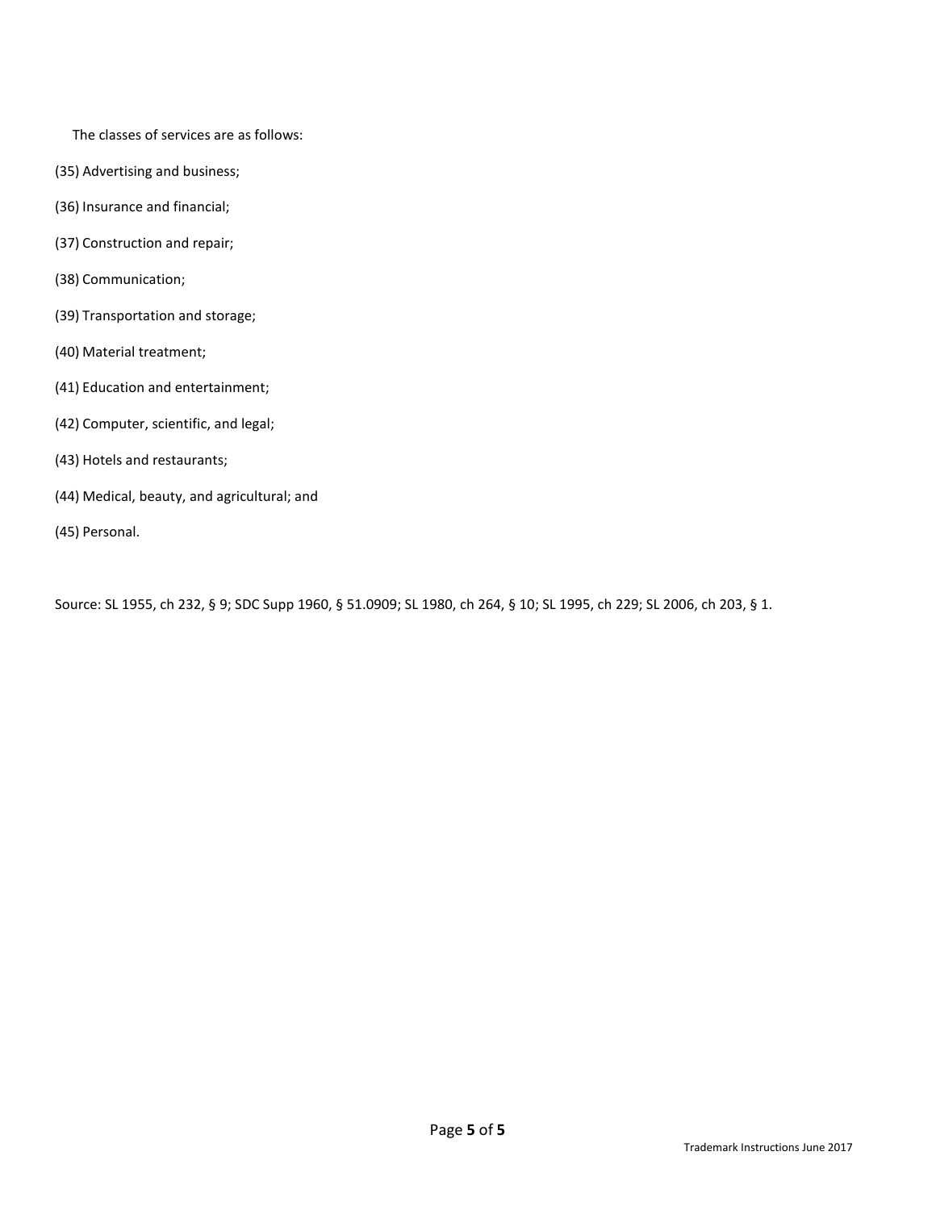The classes of services are as follows:

(35) Advertising and business;

(36) Insurance and financial;

(37) Construction and repair;

(38) Communication;

(39) Transportation and storage;

(40) Material treatment;

(41) Education and entertainment;

(42) Computer, scientific, and legal;

(43) Hotels and restaurants;

(44) Medical, beauty, and agricultural; and

(45) Personal.

Source: SL 1955, ch 232, § 9; SDC Supp 1960, § 51.0909; SL 1980, ch 264, § 10; SL 1995, ch 229; SL 2006, ch 203, § 1.